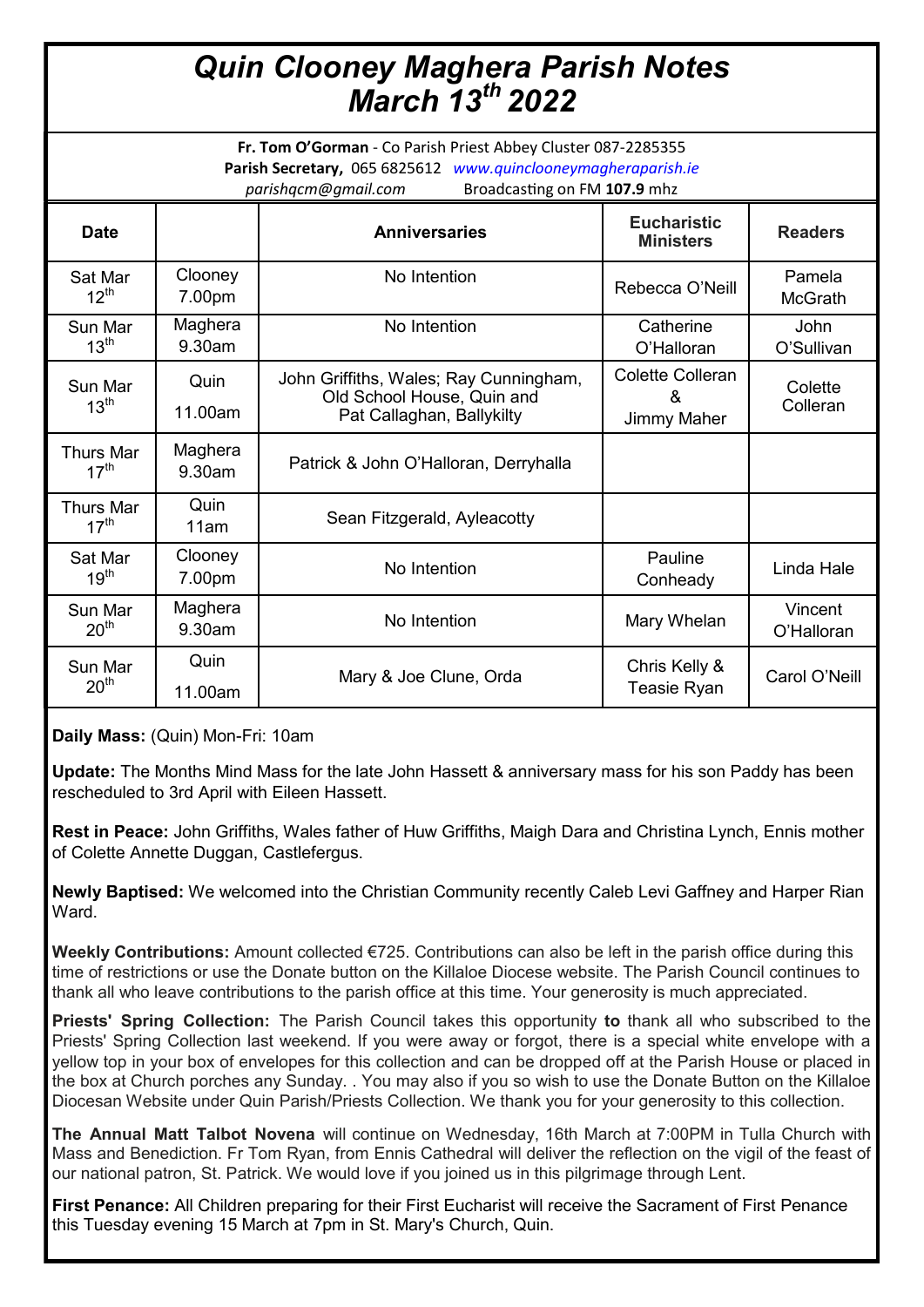# *Quin Clooney Maghera Parish Notes March 13th 2022*

**Fr. Tom O'Gorman** - Co Parish Priest Abbey Cluster 087-2285355
**Parish Secretary,** 065 6825612 *www.quinclooneymagheraparish.ie*
*parishqcm@gmail.com* Broadcasting on FM **107.9** mhz

| Date | | Anniversaries | Eucharistic Ministers | Readers |
|---|---|---|---|---|
| Sat Mar 12th | Clooney 7.00pm | No Intention | Rebecca O'Neill | Pamela McGrath |
| Sun Mar 13th | Maghera 9.30am | No Intention | Catherine O'Halloran | John O'Sullivan |
| Sun Mar 13th | Quin 11.00am | John Griffiths, Wales; Ray Cunningham, Old School House, Quin and Pat Callaghan, Ballykilty | Colette Colleran & Jimmy Maher | Colette Colleran |
| Thurs Mar 17th | Maghera 9.30am | Patrick & John O'Halloran, Derryhalla | | |
| Thurs Mar 17th | Quin 11am | Sean Fitzgerald, Ayleacotty | | |
| Sat Mar 19th | Clooney 7.00pm | No Intention | Pauline Conheady | Linda Hale |
| Sun Mar 20th | Maghera 9.30am | No Intention | Mary Whelan | Vincent O'Halloran |
| Sun Mar 20th | Quin 11.00am | Mary & Joe Clune, Orda | Chris Kelly & Teasie Ryan | Carol O'Neill |

**Daily Mass:** (Quin) Mon-Fri: 10am

**Update:** The Months Mind Mass for the late John Hassett & anniversary mass for his son Paddy has been rescheduled to 3rd April with Eileen Hassett.

**Rest in Peace:** John Griffiths, Wales father of Huw Griffiths, Maigh Dara and Christina Lynch, Ennis mother of Colette Annette Duggan, Castlefergus.

**Newly Baptised:** We welcomed into the Christian Community recently Caleb Levi Gaffney and Harper Rian Ward.

**Weekly Contributions:** Amount collected €725. Contributions can also be left in the parish office during this time of restrictions or use the Donate button on the Killaloe Diocese website. The Parish Council continues to thank all who leave contributions to the parish office at this time. Your generosity is much appreciated.

**Priests' Spring Collection:** The Parish Council takes this opportunity **to** thank all who subscribed to the Priests' Spring Collection last weekend. If you were away or forgot, there is a special white envelope with a yellow top in your box of envelopes for this collection and can be dropped off at the Parish House or placed in the box at Church porches any Sunday. . You may also if you so wish to use the Donate Button on the Killaloe Diocesan Website under Quin Parish/Priests Collection. We thank you for your generosity to this collection.

**The Annual Matt Talbot Novena** will continue on Wednesday, 16th March at 7:00PM in Tulla Church with Mass and Benediction. Fr Tom Ryan, from Ennis Cathedral will deliver the reflection on the vigil of the feast of our national patron, St. Patrick. We would love if you joined us in this pilgrimage through Lent.

**First Penance:** All Children preparing for their First Eucharist will receive the Sacrament of First Penance this Tuesday evening 15 March at 7pm in St. Mary's Church, Quin.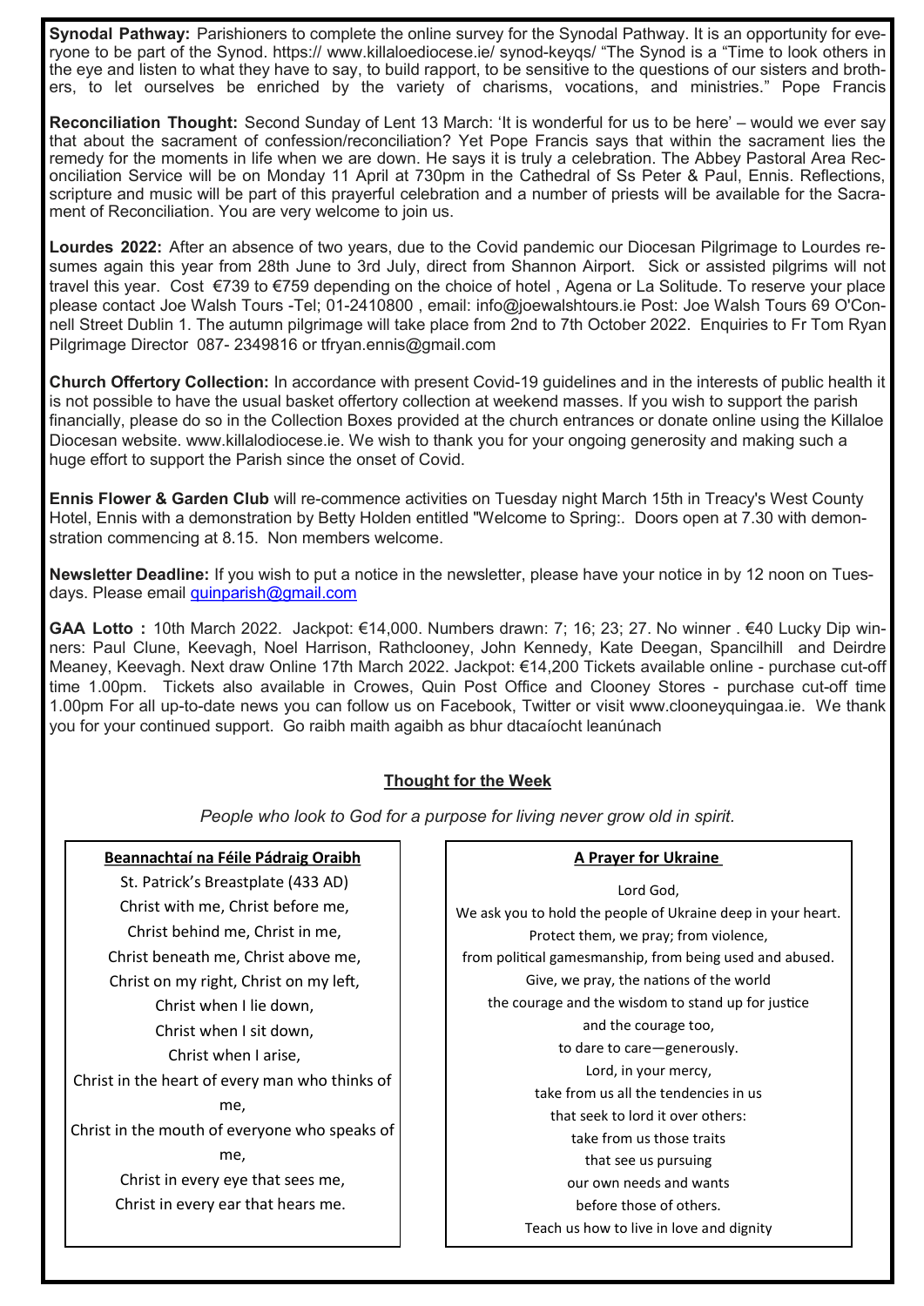**Synodal Pathway:** Parishioners to complete the online survey for the Synodal Pathway. It is an opportunity for everyone to be part of the Synod. https:// www.killaloediocese.ie/ synod-keyqs/ "The Synod is a "Time to look others in the eye and listen to what they have to say, to build rapport, to be sensitive to the questions of our sisters and brothers, to let ourselves be enriched by the variety of charisms, vocations, and ministries." Pope Francis

**Reconciliation Thought:** Second Sunday of Lent 13 March: 'It is wonderful for us to be here' – would we ever say that about the sacrament of confession/reconciliation? Yet Pope Francis says that within the sacrament lies the remedy for the moments in life when we are down. He says it is truly a celebration. The Abbey Pastoral Area Reconciliation Service will be on Monday 11 April at 730pm in the Cathedral of Ss Peter & Paul, Ennis. Reflections, scripture and music will be part of this prayerful celebration and a number of priests will be available for the Sacrament of Reconciliation. You are very welcome to join us.

**Lourdes 2022:** After an absence of two years, due to the Covid pandemic our Diocesan Pilgrimage to Lourdes resumes again this year from 28th June to 3rd July, direct from Shannon Airport. Sick or assisted pilgrims will not travel this year. Cost €739 to €759 depending on the choice of hotel , Agena or La Solitude. To reserve your place please contact Joe Walsh Tours -Tel; 01-2410800 , email: info@joewalshtours.ie Post: Joe Walsh Tours 69 O'Connell Street Dublin 1. The autumn pilgrimage will take place from 2nd to 7th October 2022. Enquiries to Fr Tom Ryan Pilgrimage Director 087- 2349816 or tfryan.ennis@gmail.com

**Church Offertory Collection:** In accordance with present Covid-19 guidelines and in the interests of public health it is not possible to have the usual basket offertory collection at weekend masses. If you wish to support the parish financially, please do so in the Collection Boxes provided at the church entrances or donate online using the Killaloe Diocesan website. www.killalodiocese.ie. We wish to thank you for your ongoing generosity and making such a huge effort to support the Parish since the onset of Covid.

**Ennis Flower & Garden Club** will re-commence activities on Tuesday night March 15th in Treacy's West County Hotel, Ennis with a demonstration by Betty Holden entitled "Welcome to Spring:. Doors open at 7.30 with demonstration commencing at 8.15. Non members welcome.

**Newsletter Deadline:** If you wish to put a notice in the newsletter, please have your notice in by 12 noon on Tuesdays. Please email quinparish@gmail.com

**GAA Lotto :** 10th March 2022. Jackpot: €14,000. Numbers drawn: 7; 16; 23; 27. No winner . €40 Lucky Dip winners: Paul Clune, Keevagh, Noel Harrison, Rathclooney, John Kennedy, Kate Deegan, Spancilhill and Deirdre Meaney, Keevagh. Next draw Online 17th March 2022. Jackpot: €14,200 Tickets available online - purchase cut-off time 1.00pm. Tickets also available in Crowes, Quin Post Office and Clooney Stores - purchase cut-off time 1.00pm For all up-to-date news you can follow us on Facebook, Twitter or visit www.clooneyquingaa.ie. We thank you for your continued support. Go raibh maith agaibh as bhur dtacaíocht leanúnach

## Thought for the Week

*People who look to God for a purpose for living never grow old in spirit.*

### Beannachtaí na Féile Pádraig Oraibh

St. Patrick's Breastplate (433 AD)
Christ with me, Christ before me,
Christ behind me, Christ in me,
Christ beneath me, Christ above me,
Christ on my right, Christ on my left,
Christ when I lie down,
Christ when I sit down,
Christ when I arise,
Christ in the heart of every man who thinks of me,
Christ in the mouth of everyone who speaks of me,
Christ in every eye that sees me,
Christ in every ear that hears me.

### A Prayer for Ukraine

Lord God,
We ask you to hold the people of Ukraine deep in your heart.
Protect them, we pray; from violence,
from political gamesmanship, from being used and abused.
Give, we pray, the nations of the world
the courage and the wisdom to stand up for justice
and the courage too,
to dare to care—generously.
Lord, in your mercy,
take from us all the tendencies in us
that seek to lord it over others:
take from us those traits
that see us pursuing
our own needs and wants
before those of others.
Teach us how to live in love and dignity